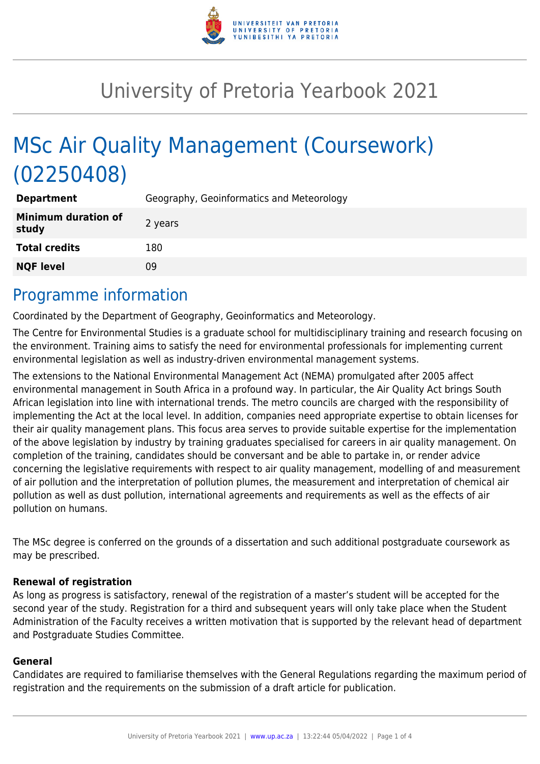# University of Pretoria Yearbook 2021

# MSc Air Quality Management (Coursework) (02250408)

| | |
|---|---|
| **Department** | Geography, Geoinformatics and Meteorology |
| **Minimum duration of study** | 2 years |
| **Total credits** | 180 |
| **NQF level** | 09 |

## Programme information

Coordinated by the Department of Geography, Geoinformatics and Meteorology.

The Centre for Environmental Studies is a graduate school for multidisciplinary training and research focusing on the environment. Training aims to satisfy the need for environmental professionals for implementing current environmental legislation as well as industry-driven environmental management systems.

The extensions to the National Environmental Management Act (NEMA) promulgated after 2005 affect environmental management in South Africa in a profound way. In particular, the Air Quality Act brings South African legislation into line with international trends. The metro councils are charged with the responsibility of implementing the Act at the local level. In addition, companies need appropriate expertise to obtain licenses for their air quality management plans. This focus area serves to provide suitable expertise for the implementation of the above legislation by industry by training graduates specialised for careers in air quality management. On completion of the training, candidates should be conversant and be able to partake in, or render advice concerning the legislative requirements with respect to air quality management, modelling of and measurement of air pollution and the interpretation of pollution plumes, the measurement and interpretation of chemical air pollution as well as dust pollution, international agreements and requirements as well as the effects of air pollution on humans.

The MSc degree is conferred on the grounds of a dissertation and such additional postgraduate coursework as may be prescribed.

**Renewal of registration**

As long as progress is satisfactory, renewal of the registration of a master's student will be accepted for the second year of the study. Registration for a third and subsequent years will only take place when the Student Administration of the Faculty receives a written motivation that is supported by the relevant head of department and Postgraduate Studies Committee.

**General**

Candidates are required to familiarise themselves with the General Regulations regarding the maximum period of registration and the requirements on the submission of a draft article for publication.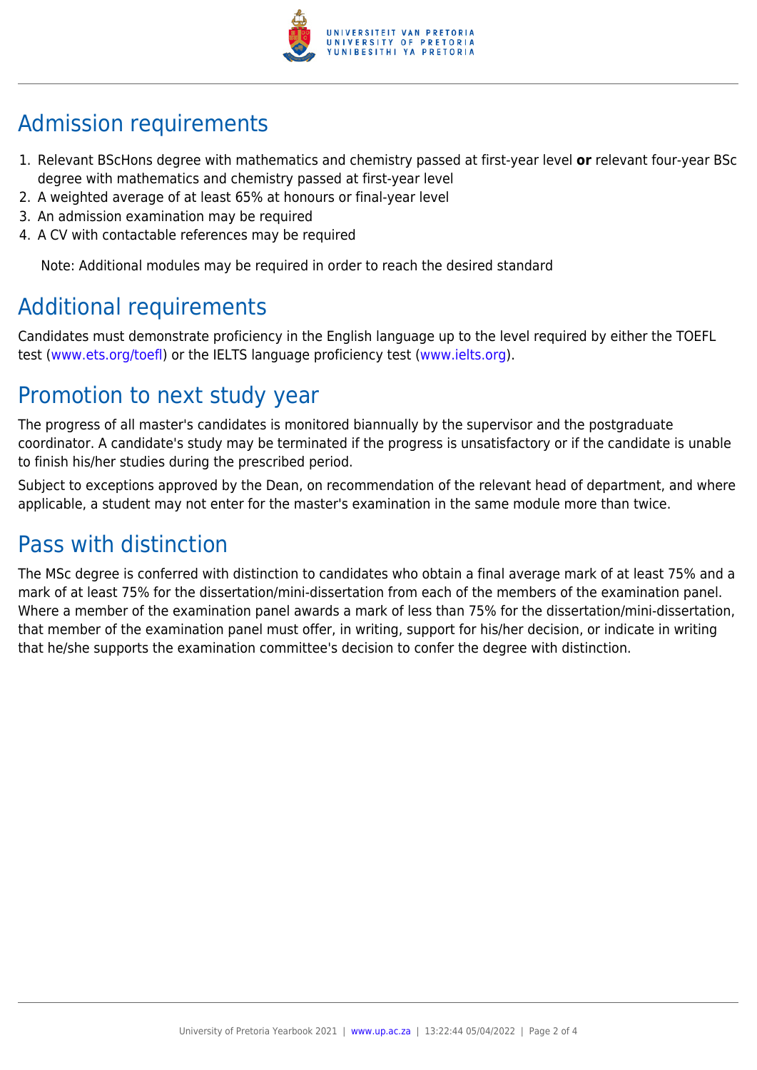## Admission requirements

1. Relevant BScHons degree with mathematics and chemistry passed at first-year level **or** relevant four-year BSc degree with mathematics and chemistry passed at first-year level
2. A weighted average of at least 65% at honours or final-year level
3. An admission examination may be required
4. A CV with contactable references may be required

Note: Additional modules may be required in order to reach the desired standard

## Additional requirements

Candidates must demonstrate proficiency in the English language up to the level required by either the TOEFL test (www.ets.org/toefl) or the IELTS language proficiency test (www.ielts.org).

## Promotion to next study year

The progress of all master's candidates is monitored biannually by the supervisor and the postgraduate coordinator. A candidate's study may be terminated if the progress is unsatisfactory or if the candidate is unable to finish his/her studies during the prescribed period.

Subject to exceptions approved by the Dean, on recommendation of the relevant head of department, and where applicable, a student may not enter for the master's examination in the same module more than twice.

## Pass with distinction

The MSc degree is conferred with distinction to candidates who obtain a final average mark of at least 75% and a mark of at least 75% for the dissertation/mini-dissertation from each of the members of the examination panel. Where a member of the examination panel awards a mark of less than 75% for the dissertation/mini-dissertation, that member of the examination panel must offer, in writing, support for his/her decision, or indicate in writing that he/she supports the examination committee's decision to confer the degree with distinction.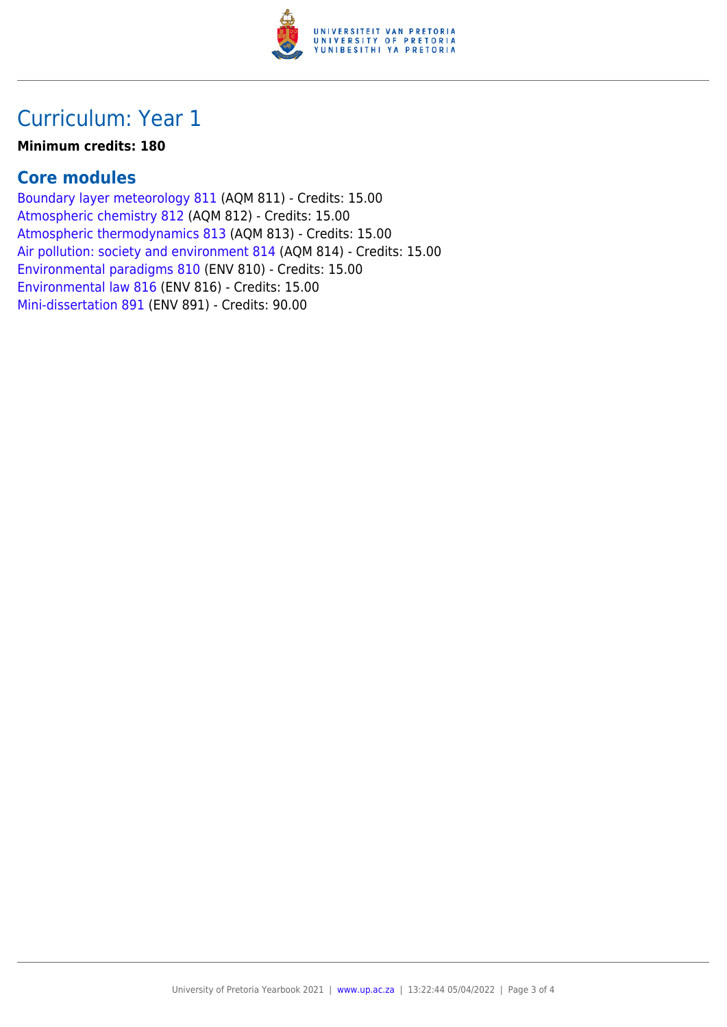# Curriculum: Year 1

**Minimum credits: 180**

## Core modules

Boundary layer meteorology 811 (AQM 811) - Credits: 15.00
Atmospheric chemistry 812 (AQM 812) - Credits: 15.00
Atmospheric thermodynamics 813 (AQM 813) - Credits: 15.00
Air pollution: society and environment 814 (AQM 814) - Credits: 15.00
Environmental paradigms 810 (ENV 810) - Credits: 15.00
Environmental law 816 (ENV 816) - Credits: 15.00
Mini-dissertation 891 (ENV 891) - Credits: 90.00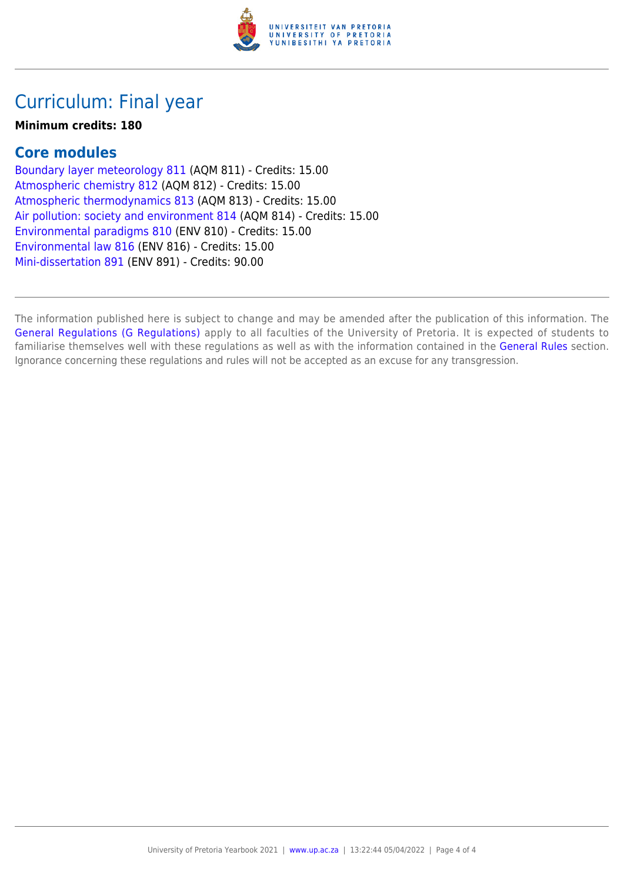## Curriculum: Final year

**Minimum credits: 180**

### Core modules

Boundary layer meteorology 811 (AQM 811) - Credits: 15.00
Atmospheric chemistry 812 (AQM 812) - Credits: 15.00
Atmospheric thermodynamics 813 (AQM 813) - Credits: 15.00
Air pollution: society and environment 814 (AQM 814) - Credits: 15.00
Environmental paradigms 810 (ENV 810) - Credits: 15.00
Environmental law 816 (ENV 816) - Credits: 15.00
Mini-dissertation 891 (ENV 891) - Credits: 90.00

The information published here is subject to change and may be amended after the publication of this information. The General Regulations (G Regulations) apply to all faculties of the University of Pretoria. It is expected of students to familiarise themselves well with these regulations as well as with the information contained in the General Rules section. Ignorance concerning these regulations and rules will not be accepted as an excuse for any transgression.